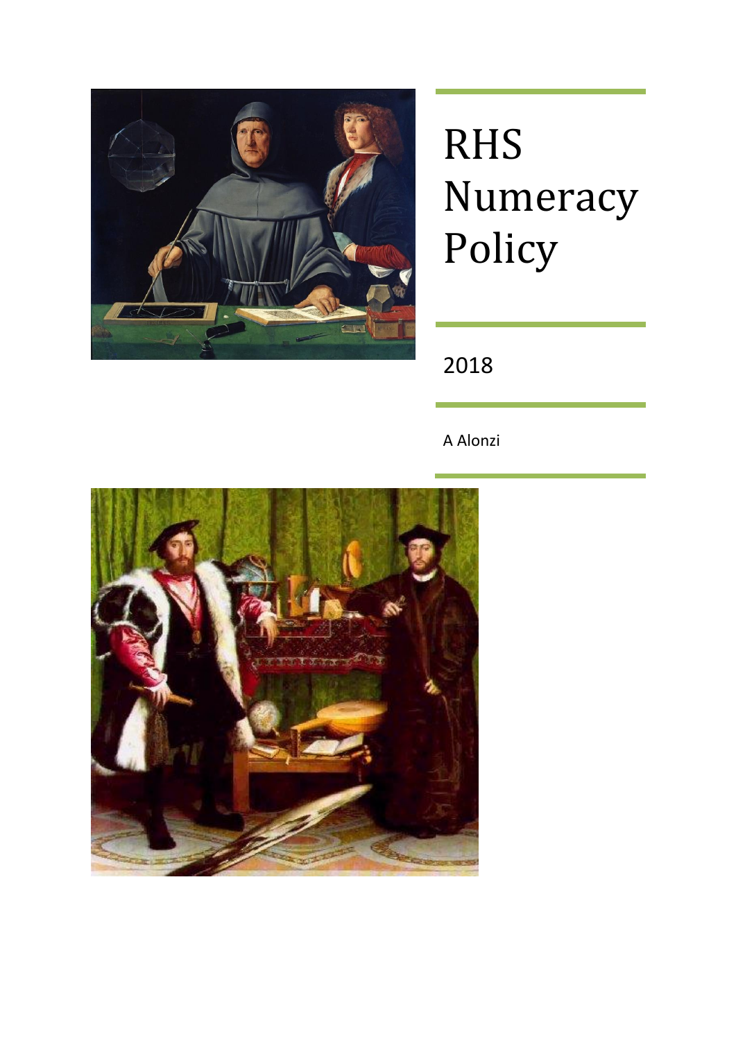# RHS Numeracy Policy

2018

A Alonzi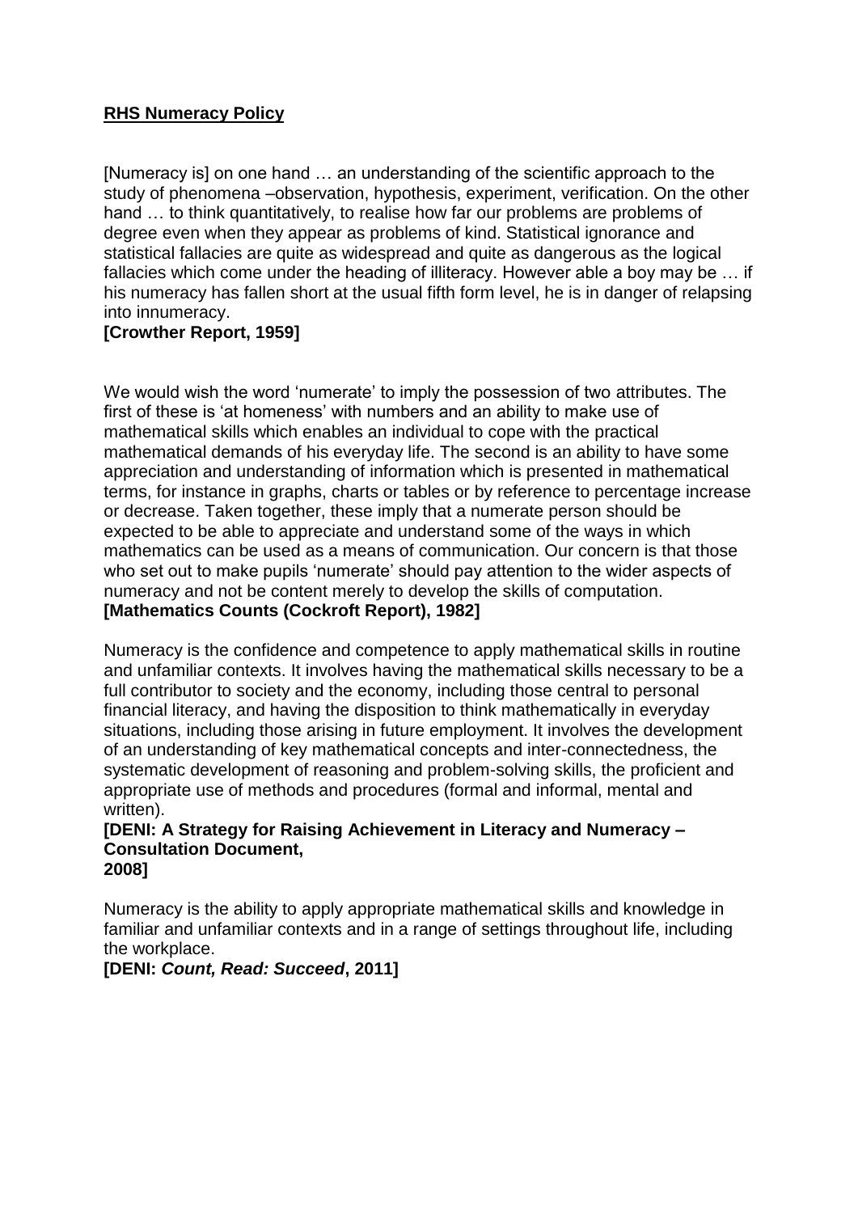**RHS Numeracy Policy**

[Numeracy is] on one hand … an understanding of the scientific approach to the study of phenomena –observation, hypothesis, experiment, verification. On the other hand … to think quantitatively, to realise how far our problems are problems of degree even when they appear as problems of kind. Statistical ignorance and statistical fallacies are quite as widespread and quite as dangerous as the logical fallacies which come under the heading of illiteracy. However able a boy may be … if his numeracy has fallen short at the usual fifth form level, he is in danger of relapsing into innumeracy.
**[Crowther Report, 1959]**

We would wish the word 'numerate' to imply the possession of two attributes. The first of these is 'at homeness' with numbers and an ability to make use of mathematical skills which enables an individual to cope with the practical mathematical demands of his everyday life. The second is an ability to have some appreciation and understanding of information which is presented in mathematical terms, for instance in graphs, charts or tables or by reference to percentage increase or decrease. Taken together, these imply that a numerate person should be expected to be able to appreciate and understand some of the ways in which mathematics can be used as a means of communication. Our concern is that those who set out to make pupils 'numerate' should pay attention to the wider aspects of numeracy and not be content merely to develop the skills of computation.
**[Mathematics Counts (Cockroft Report), 1982]**

Numeracy is the confidence and competence to apply mathematical skills in routine and unfamiliar contexts. It involves having the mathematical skills necessary to be a full contributor to society and the economy, including those central to personal financial literacy, and having the disposition to think mathematically in everyday situations, including those arising in future employment. It involves the development of an understanding of key mathematical concepts and inter-connectedness, the systematic development of reasoning and problem-solving skills, the proficient and appropriate use of methods and procedures (formal and informal, mental and written).
**[DENI: A Strategy for Raising Achievement in Literacy and Numeracy – Consultation Document,
2008]**

Numeracy is the ability to apply appropriate mathematical skills and knowledge in familiar and unfamiliar contexts and in a range of settings throughout life, including the workplace.
**[DENI: *Count, Read: Succeed*, 2011]**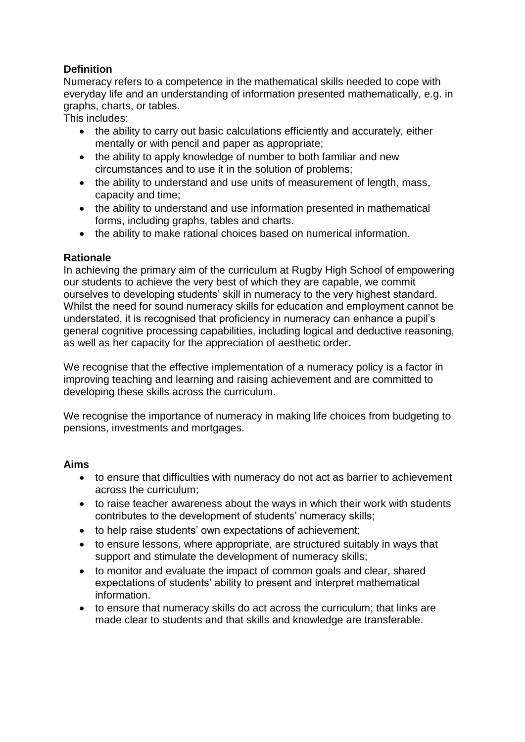**Definition**

Numeracy refers to a competence in the mathematical skills needed to cope with everyday life and an understanding of information presented mathematically, e.g. in graphs, charts, or tables.

This includes:

- the ability to carry out basic calculations efficiently and accurately, either mentally or with pencil and paper as appropriate;
- the ability to apply knowledge of number to both familiar and new circumstances and to use it in the solution of problems;
- the ability to understand and use units of measurement of length, mass, capacity and time;
- the ability to understand and use information presented in mathematical forms, including graphs, tables and charts.
- the ability to make rational choices based on numerical information.

**Rationale**

In achieving the primary aim of the curriculum at Rugby High School of empowering our students to achieve the very best of which they are capable, we commit ourselves to developing students' skill in numeracy to the very highest standard. Whilst the need for sound numeracy skills for education and employment cannot be understated, it is recognised that proficiency in numeracy can enhance a pupil's general cognitive processing capabilities, including logical and deductive reasoning, as well as her capacity for the appreciation of aesthetic order.

We recognise that the effective implementation of a numeracy policy is a factor in improving teaching and learning and raising achievement and are committed to developing these skills across the curriculum.

We recognise the importance of numeracy in making life choices from budgeting to pensions, investments and mortgages.

**Aims**

- to ensure that difficulties with numeracy do not act as barrier to achievement across the curriculum;
- to raise teacher awareness about the ways in which their work with students contributes to the development of students' numeracy skills;
- to help raise students' own expectations of achievement;
- to ensure lessons, where appropriate, are structured suitably in ways that support and stimulate the development of numeracy skills;
- to monitor and evaluate the impact of common goals and clear, shared expectations of students' ability to present and interpret mathematical information.
- to ensure that numeracy skills do act across the curriculum; that links are made clear to students and that skills and knowledge are transferable.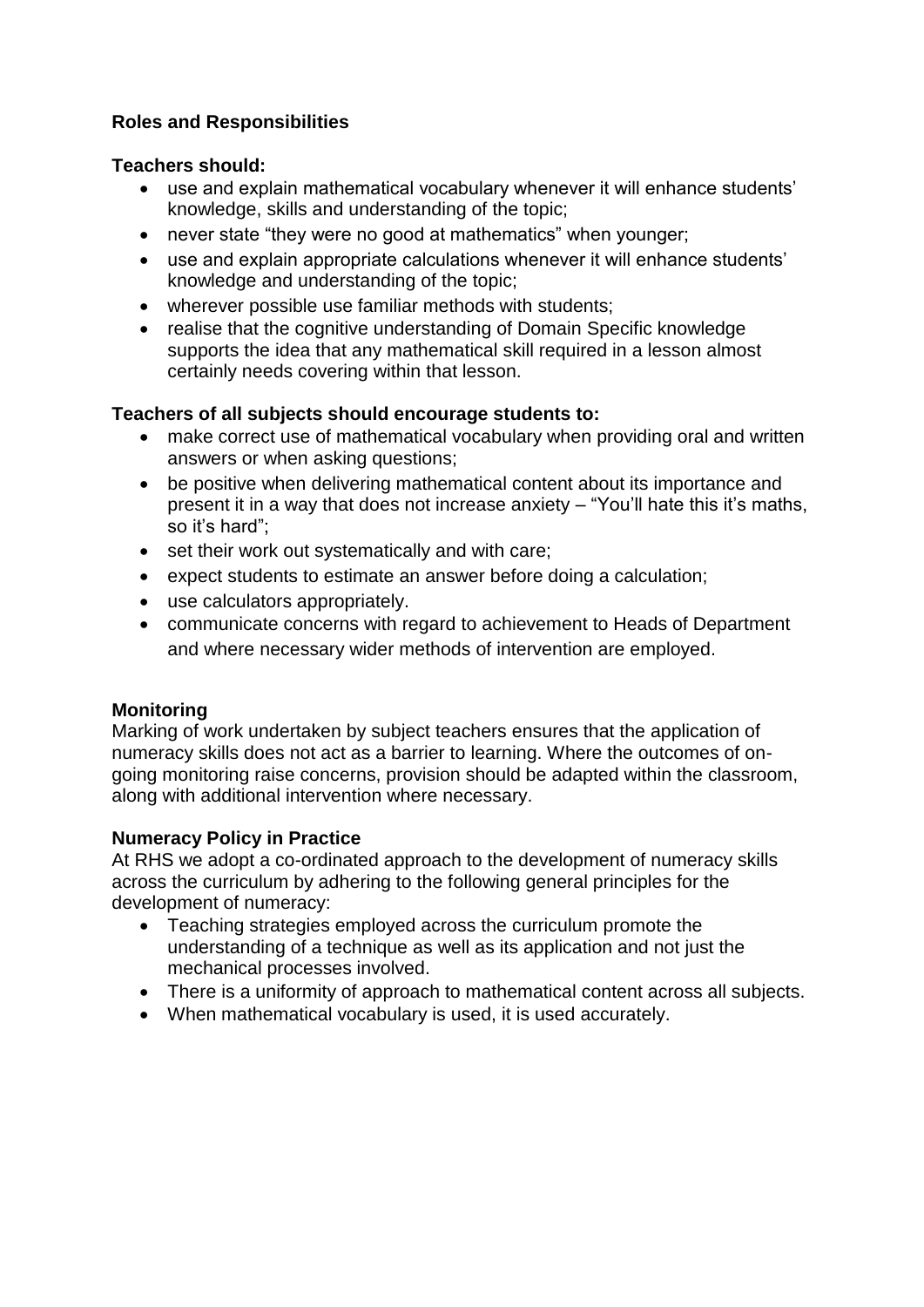**Roles and Responsibilities**

**Teachers should:**

- use and explain mathematical vocabulary whenever it will enhance students' knowledge, skills and understanding of the topic;
- never state "they were no good at mathematics" when younger;
- use and explain appropriate calculations whenever it will enhance students' knowledge and understanding of the topic;
- wherever possible use familiar methods with students;
- realise that the cognitive understanding of Domain Specific knowledge supports the idea that any mathematical skill required in a lesson almost certainly needs covering within that lesson.

**Teachers of all subjects should encourage students to:**

- make correct use of mathematical vocabulary when providing oral and written answers or when asking questions;
- be positive when delivering mathematical content about its importance and present it in a way that does not increase anxiety – "You'll hate this it's maths, so it's hard";
- set their work out systematically and with care;
- expect students to estimate an answer before doing a calculation;
- use calculators appropriately.
- communicate concerns with regard to achievement to Heads of Department and where necessary wider methods of intervention are employed.

**Monitoring**

Marking of work undertaken by subject teachers ensures that the application of numeracy skills does not act as a barrier to learning. Where the outcomes of on-going monitoring raise concerns, provision should be adapted within the classroom, along with additional intervention where necessary.

**Numeracy Policy in Practice**

At RHS we adopt a co-ordinated approach to the development of numeracy skills across the curriculum by adhering to the following general principles for the development of numeracy:

- Teaching strategies employed across the curriculum promote the understanding of a technique as well as its application and not just the mechanical processes involved.
- There is a uniformity of approach to mathematical content across all subjects.
- When mathematical vocabulary is used, it is used accurately.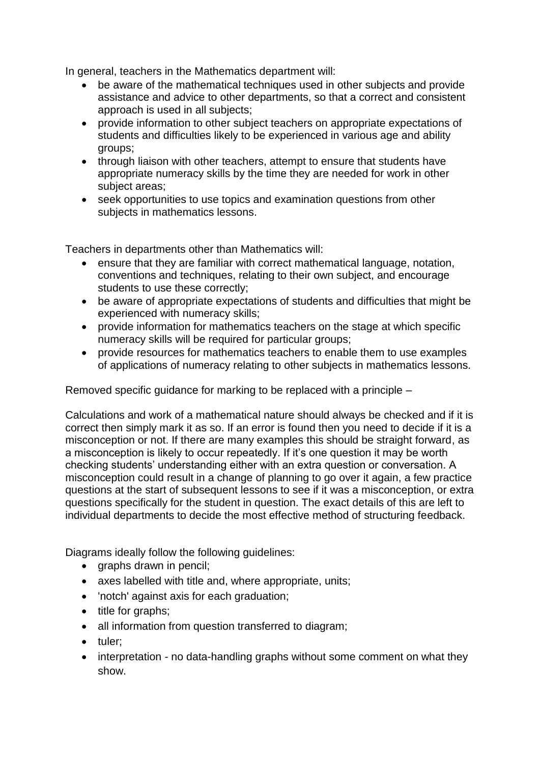In general, teachers in the Mathematics department will:

- be aware of the mathematical techniques used in other subjects and provide assistance and advice to other departments, so that a correct and consistent approach is used in all subjects;
- provide information to other subject teachers on appropriate expectations of students and difficulties likely to be experienced in various age and ability groups;
- through liaison with other teachers, attempt to ensure that students have appropriate numeracy skills by the time they are needed for work in other subject areas;
- seek opportunities to use topics and examination questions from other subjects in mathematics lessons.

Teachers in departments other than Mathematics will:

- ensure that they are familiar with correct mathematical language, notation, conventions and techniques, relating to their own subject, and encourage students to use these correctly;
- be aware of appropriate expectations of students and difficulties that might be experienced with numeracy skills;
- provide information for mathematics teachers on the stage at which specific numeracy skills will be required for particular groups;
- provide resources for mathematics teachers to enable them to use examples of applications of numeracy relating to other subjects in mathematics lessons.

Removed specific guidance for marking to be replaced with a principle –

Calculations and work of a mathematical nature should always be checked and if it is correct then simply mark it as so. If an error is found then you need to decide if it is a misconception or not. If there are many examples this should be straight forward, as a misconception is likely to occur repeatedly. If it's one question it may be worth checking students' understanding either with an extra question or conversation. A misconception could result in a change of planning to go over it again, a few practice questions at the start of subsequent lessons to see if it was a misconception, or extra questions specifically for the student in question. The exact details of this are left to individual departments to decide the most effective method of structuring feedback.

Diagrams ideally follow the following guidelines:

- graphs drawn in pencil;
- axes labelled with title and, where appropriate, units;
- 'notch' against axis for each graduation;
- title for graphs;
- all information from question transferred to diagram;
- tuler;
- interpretation - no data-handling graphs without some comment on what they show.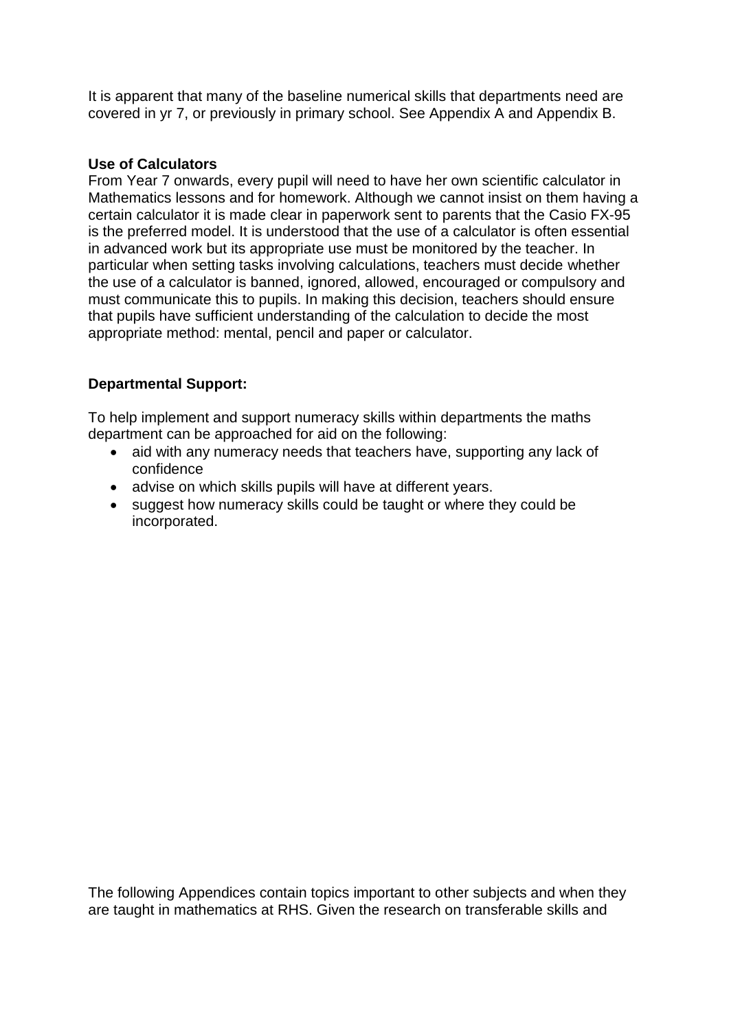It is apparent that many of the baseline numerical skills that departments need are covered in yr 7, or previously in primary school. See Appendix A and Appendix B.

**Use of Calculators**

From Year 7 onwards, every pupil will need to have her own scientific calculator in Mathematics lessons and for homework. Although we cannot insist on them having a certain calculator it is made clear in paperwork sent to parents that the Casio FX-95 is the preferred model. It is understood that the use of a calculator is often essential in advanced work but its appropriate use must be monitored by the teacher. In particular when setting tasks involving calculations, teachers must decide whether the use of a calculator is banned, ignored, allowed, encouraged or compulsory and must communicate this to pupils. In making this decision, teachers should ensure that pupils have sufficient understanding of the calculation to decide the most appropriate method: mental, pencil and paper or calculator.

**Departmental Support:**

To help implement and support numeracy skills within departments the maths department can be approached for aid on the following:

- aid with any numeracy needs that teachers have, supporting any lack of confidence
- advise on which skills pupils will have at different years.
- suggest how numeracy skills could be taught or where they could be incorporated.

The following Appendices contain topics important to other subjects and when they are taught in mathematics at RHS. Given the research on transferable skills and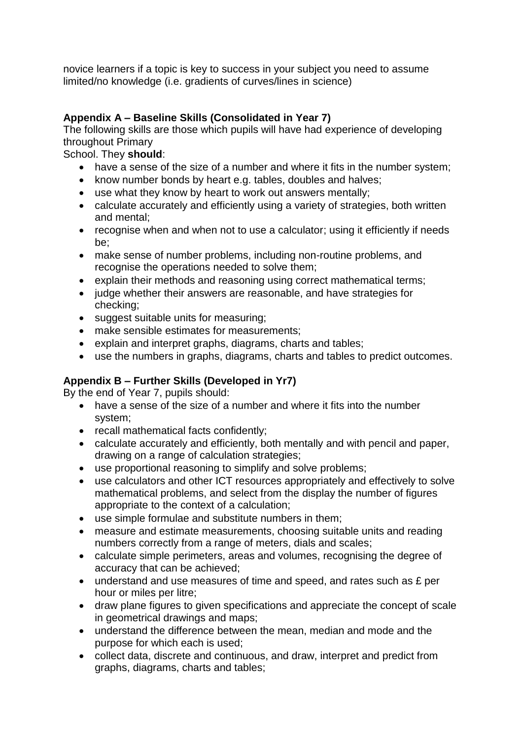novice learners if a topic is key to success in your subject you need to assume limited/no knowledge (i.e. gradients of curves/lines in science)

### Appendix A – Baseline Skills (Consolidated in Year 7)

The following skills are those which pupils will have had experience of developing throughout Primary School. They **should**:

- have a sense of the size of a number and where it fits in the number system;
- know number bonds by heart e.g. tables, doubles and halves;
- use what they know by heart to work out answers mentally;
- calculate accurately and efficiently using a variety of strategies, both written and mental;
- recognise when and when not to use a calculator; using it efficiently if needs be;
- make sense of number problems, including non-routine problems, and recognise the operations needed to solve them;
- explain their methods and reasoning using correct mathematical terms;
- judge whether their answers are reasonable, and have strategies for checking;
- suggest suitable units for measuring;
- make sensible estimates for measurements;
- explain and interpret graphs, diagrams, charts and tables;
- use the numbers in graphs, diagrams, charts and tables to predict outcomes.

### Appendix B – Further Skills (Developed in Yr7)

By the end of Year 7, pupils should:

- have a sense of the size of a number and where it fits into the number system;
- recall mathematical facts confidently;
- calculate accurately and efficiently, both mentally and with pencil and paper, drawing on a range of calculation strategies;
- use proportional reasoning to simplify and solve problems;
- use calculators and other ICT resources appropriately and effectively to solve mathematical problems, and select from the display the number of figures appropriate to the context of a calculation;
- use simple formulae and substitute numbers in them;
- measure and estimate measurements, choosing suitable units and reading numbers correctly from a range of meters, dials and scales;
- calculate simple perimeters, areas and volumes, recognising the degree of accuracy that can be achieved;
- understand and use measures of time and speed, and rates such as £ per hour or miles per litre;
- draw plane figures to given specifications and appreciate the concept of scale in geometrical drawings and maps;
- understand the difference between the mean, median and mode and the purpose for which each is used;
- collect data, discrete and continuous, and draw, interpret and predict from graphs, diagrams, charts and tables;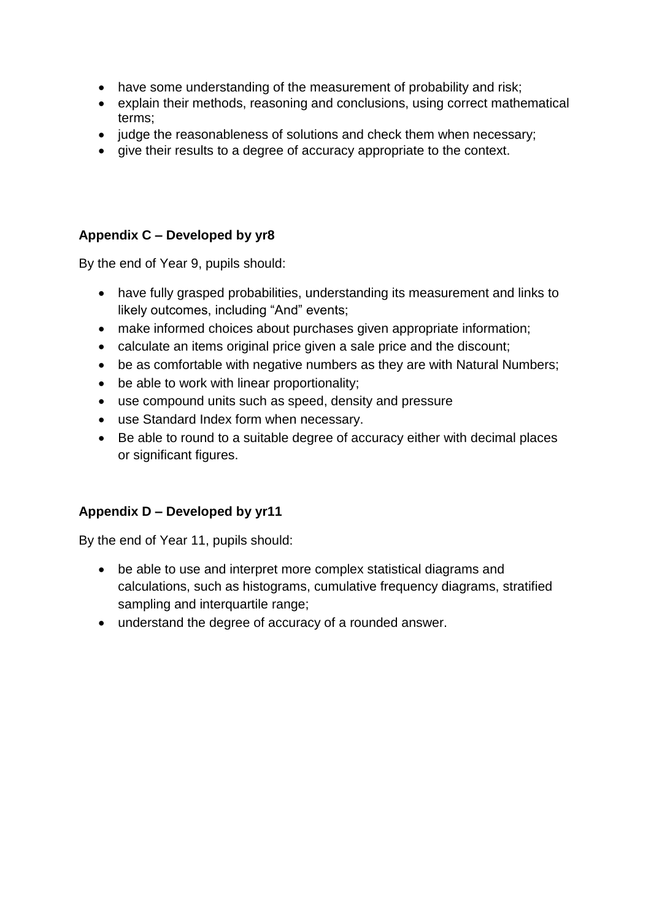- have some understanding of the measurement of probability and risk;
- explain their methods, reasoning and conclusions, using correct mathematical terms;
- judge the reasonableness of solutions and check them when necessary;
- give their results to a degree of accuracy appropriate to the context.

**Appendix C – Developed by yr8**

By the end of Year 9, pupils should:

- have fully grasped probabilities, understanding its measurement and links to likely outcomes, including "And" events;
- make informed choices about purchases given appropriate information;
- calculate an items original price given a sale price and the discount;
- be as comfortable with negative numbers as they are with Natural Numbers;
- be able to work with linear proportionality;
- use compound units such as speed, density and pressure
- use Standard Index form when necessary.
- Be able to round to a suitable degree of accuracy either with decimal places or significant figures.

**Appendix D – Developed by yr11**

By the end of Year 11, pupils should:

- be able to use and interpret more complex statistical diagrams and calculations, such as histograms, cumulative frequency diagrams, stratified sampling and interquartile range;
- understand the degree of accuracy of a rounded answer.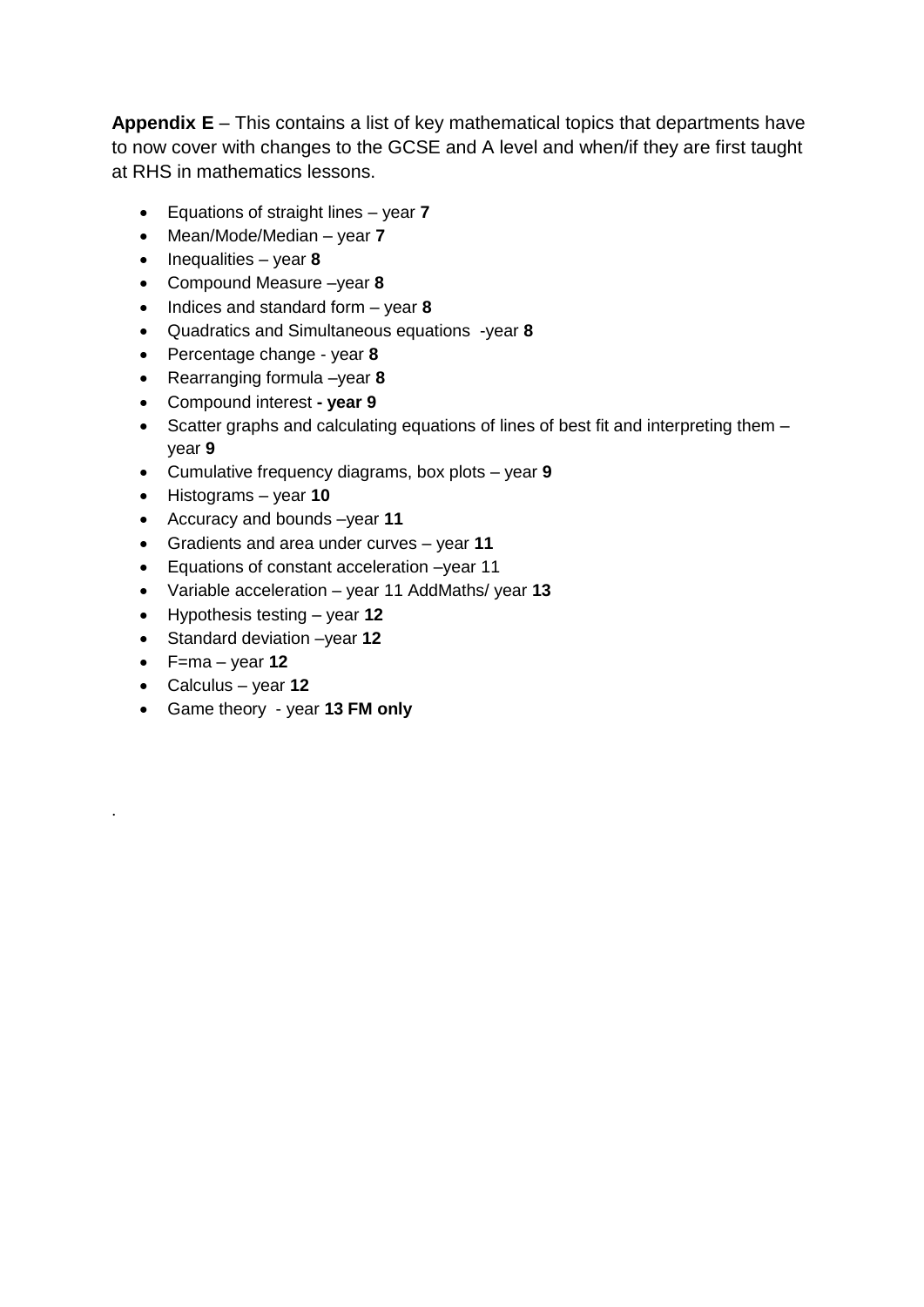**Appendix E** – This contains a list of key mathematical topics that departments have to now cover with changes to the GCSE and A level and when/if they are first taught at RHS in mathematics lessons.

- Equations of straight lines – year **7**
- Mean/Mode/Median – year **7**
- Inequalities – year **8**
- Compound Measure –year **8**
- Indices and standard form – year **8**
- Quadratics and Simultaneous equations -year **8**
- Percentage change - year **8**
- Rearranging formula –year **8**
- Compound interest **- year 9**
- Scatter graphs and calculating equations of lines of best fit and interpreting them – year **9**
- Cumulative frequency diagrams, box plots – year **9**
- Histograms – year **10**
- Accuracy and bounds –year **11**
- Gradients and area under curves – year **11**
- Equations of constant acceleration –year 11
- Variable acceleration – year 11 AddMaths/ year **13**
- Hypothesis testing – year **12**
- Standard deviation –year **12**
- F=ma – year **12**
- Calculus – year **12**
- Game theory - year **13 FM only**

.